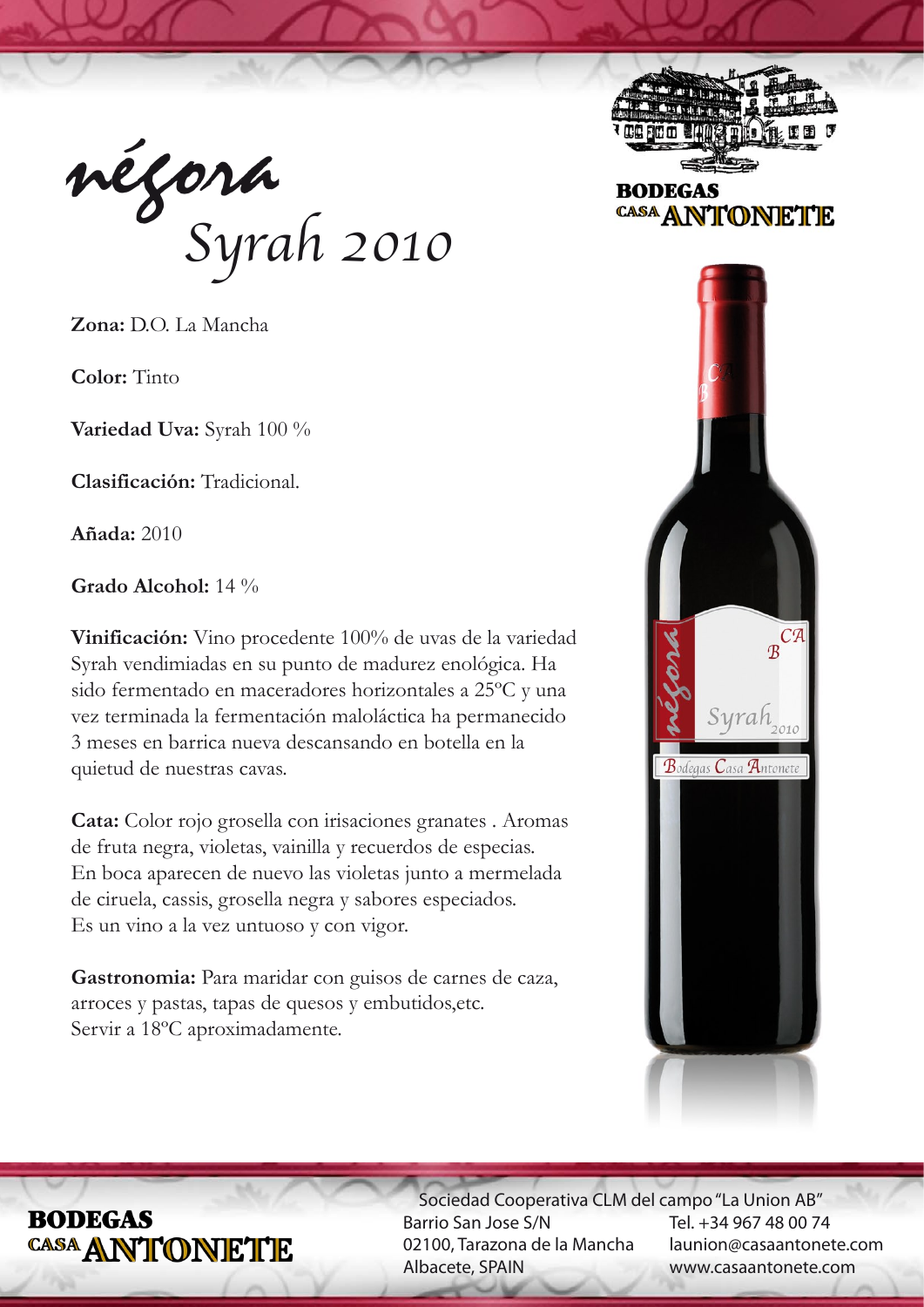# négora
## Syrah 2010

**BODEGAS CASA ANTONETE**

**Zona:** D.O. La Mancha

**Color:** Tinto

**Variedad Uva:** Syrah 100 %

**Clasificación:** Tradicional.

**Añada:** 2010

**Grado Alcohol:** 14 %

**Vinificación:** Vino procedente 100% de uvas de la variedad Syrah vendimiadas en su punto de madurez enológica. Ha sido fermentado en maceradores horizontales a 25ºC y una vez terminada la fermentación maloláctica ha permanecido 3 meses en barrica nueva descansando en botella en la quietud de nuestras cavas.

**Cata:** Color rojo grosella con irisaciones granates . Aromas de fruta negra, violetas, vainilla y recuerdos de especias. En boca aparecen de nuevo las violetas junto a mermelada de ciruela, cassis, grosella negra y sabores especiados. Es un vino a la vez untuoso y con vigor.

**Gastronomia:** Para maridar con guisos de carnes de caza, arroces y pastas, tapas de quesos y embutidos,etc. Servir a 18ºC aproximadamente.

**BODEGAS CASA ANTONETE**

Sociedad Cooperativa CLM del campo "La Union AB"
Barrio San Jose S/N
02100, Tarazona de la Mancha
Albacete, SPAIN
Tel. +34 967 48 00 74
launion@casaantonete.com
www.casaantonete.com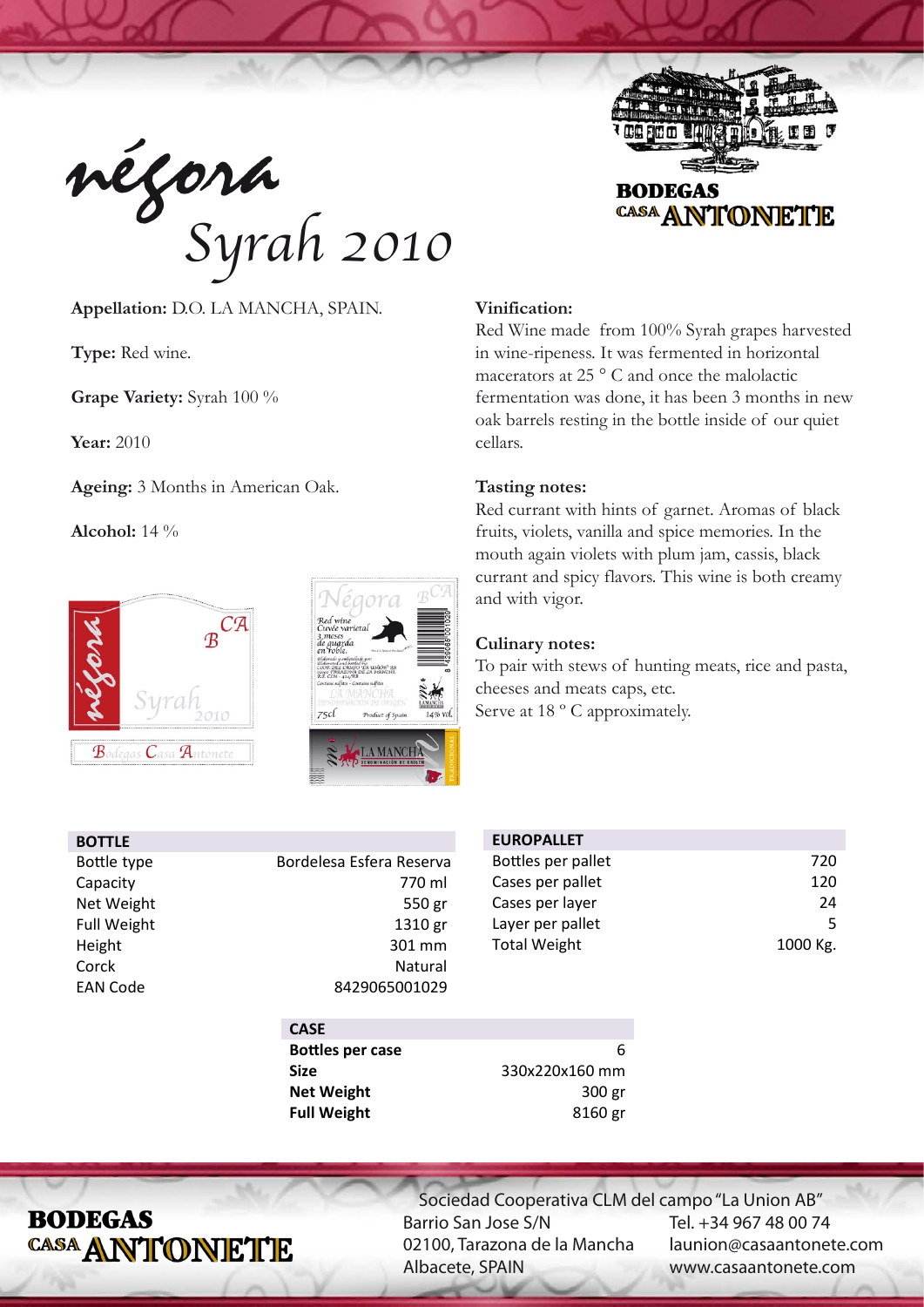# négora Syrah 2010

BODEGAS CASA ANTONETE

**Appellation:** D.O. LA MANCHA, SPAIN.

**Type:** Red wine.

**Grape Variety:** Syrah 100 %

**Year:** 2010

**Ageing:** 3 Months in American Oak.

**Alcohol:** 14 %

**Vinification:**
Red Wine made from 100% Syrah grapes harvested in wine-ripeness. It was fermented in horizontal macerators at 25 ° C and once the malolactic fermentation was done, it has been 3 months in new oak barrels resting in the bottle inside of our quiet cellars.

**Tasting notes:**
Red currant with hints of garnet. Aromas of black fruits, violets, vanilla and spice memories. In the mouth again violets with plum jam, cassis, black currant and spicy flavors. This wine is both creamy and with vigor.

**Culinary notes:**
To pair with stews of hunting meats, rice and pasta, cheeses and meats caps, etc.
Serve at 18 º C approximately.

| BOTTLE | |
|---|---|
| Bottle type | Bordelesa Esfera Reserva |
| Capacity | 770 ml |
| Net Weight | 550 gr |
| Full Weight | 1310 gr |
| Height | 301 mm |
| Corck | Natural |
| EAN Code | 8429065001029 |

| EUROPALLET | |
|---|---|
| Bottles per pallet | 720 |
| Cases per pallet | 120 |
| Cases per layer | 24 |
| Layer per pallet | 5 |
| Total Weight | 1000 Kg. |

| CASE | |
|---|---|
| **Bottles per case** | 6 |
| **Size** | 330x220x160 mm |
| **Net Weight** | 300 gr |
| **Full Weight** | 8160 gr |

BODEGAS CASA ANTONETE

Sociedad Cooperativa CLM del campo "La Union AB"
Barrio San Jose S/N
02100, Tarazona de la Mancha
Albacete, SPAIN

Tel. +34 967 48 00 74
launion@casaantonete.com
www.casaantonete.com